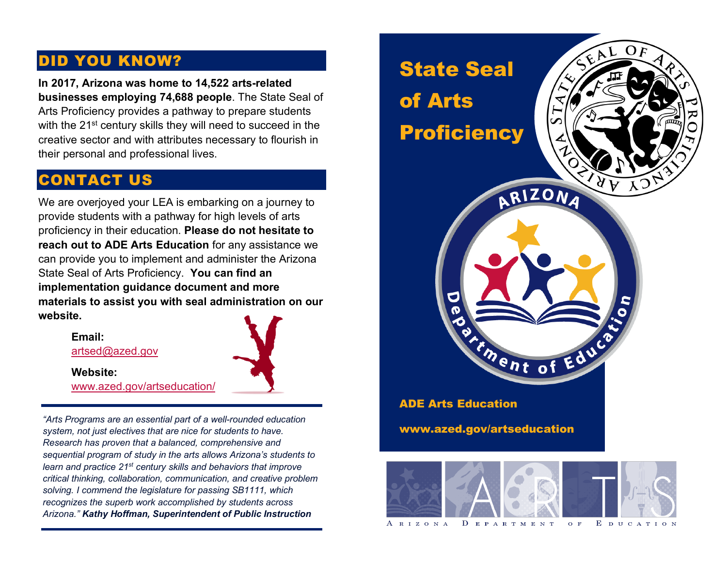## DID YOU KNOW?

**In 2017, Arizona was home to 14,522 arts-related businesses employing 74,688 people**. The State Seal of Arts Proficiency provides a pathway to prepare students with the 21st century skills they will need to succeed in the creative sector and with attributes necessary to flourish in their personal and professional lives.

## CONTACT US

We are overjoyed your LEA is embarking on a journey to provide students with a pathway for high levels of arts proficiency in their education. **Please do not hesitate to reach out to ADE Arts Education** for any assistance we can provide you to implement and administer the Arizona State Seal of Arts Proficiency. **You can find an implementation guidance document and more materials to assist you with seal administration on our website.**

**Email:**
artsed@azed.gov

**Website:**
www.azed.gov/artseducation/

---

*"Arts Programs are an essential part of a well-rounded education system, not just electives that are nice for students to have. Research has proven that a balanced, comprehensive and sequential program of study in the arts allows Arizona's students to learn and practice 21st century skills and behaviors that improve critical thinking, collaboration, communication, and creative problem solving. I commend the legislature for passing SB1111, which recognizes the superb work accomplished by students across Arizona."* ***Kathy Hoffman, Superintendent of Public Instruction***

---

# State Seal of Arts Proficiency

Arizona State Seal of Arts Proficiency

Arizona Department of Education

**ADE Arts Education**

**www.azed.gov/artseducation**

ARTS

Arizona Department of Education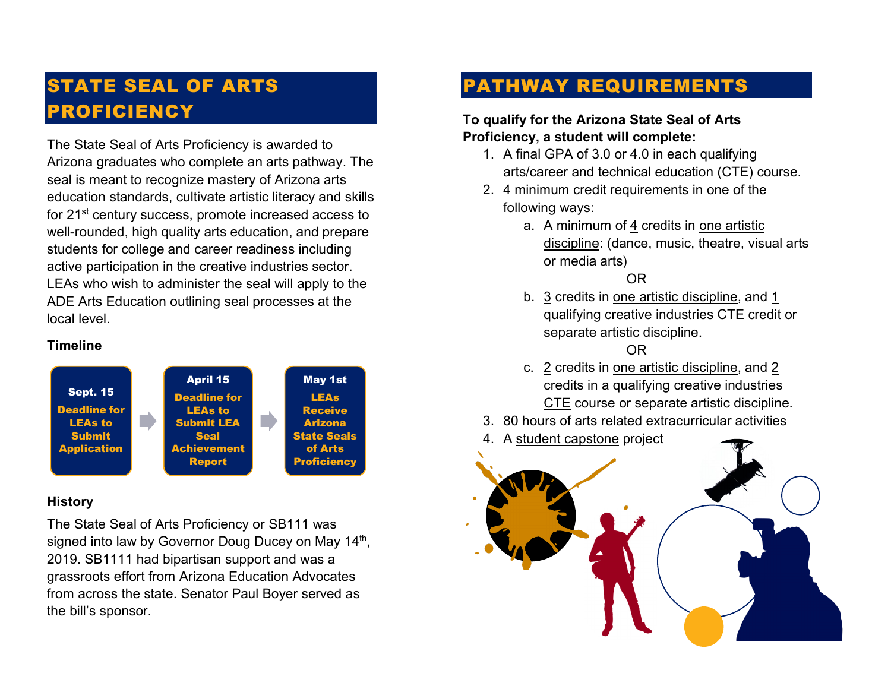## STATE SEAL OF ARTS PROFICIENCY

The State Seal of Arts Proficiency is awarded to Arizona graduates who complete an arts pathway. The seal is meant to recognize mastery of Arizona arts education standards, cultivate artistic literacy and skills for 21st century success, promote increased access to well-rounded, high quality arts education, and prepare students for college and career readiness including active participation in the creative industries sector. LEAs who wish to administer the seal will apply to the ADE Arts Education outlining seal processes at the local level.

### Timeline

**Sept. 15** – Deadline for LEAs to Submit Application

**April 15** – Deadline for LEAs to Submit LEA Seal Achievement Report

**May 1st** – LEAs Receive Arizona State Seals of Arts Proficiency

### History

The State Seal of Arts Proficiency or SB111 was signed into law by Governor Doug Ducey on May 14th, 2019. SB1111 had bipartisan support and was a grassroots effort from Arizona Education Advocates from across the state. Senator Paul Boyer served as the bill's sponsor.

## PATHWAY REQUIREMENTS

**To qualify for the Arizona State Seal of Arts Proficiency, a student will complete:**

1. A final GPA of 3.0 or 4.0 in each qualifying arts/career and technical education (CTE) course.
2. 4 minimum credit requirements in one of the following ways:
   a. A minimum of 4 credits in one artistic discipline: (dance, music, theatre, visual arts or media arts)

      OR

   b. 3 credits in one artistic discipline, and 1 qualifying creative industries CTE credit or separate artistic discipline.

      OR

   c. 2 credits in one artistic discipline, and 2 credits in a qualifying creative industries CTE course or separate artistic discipline.
3. 80 hours of arts related extracurricular activities
4. A student capstone project